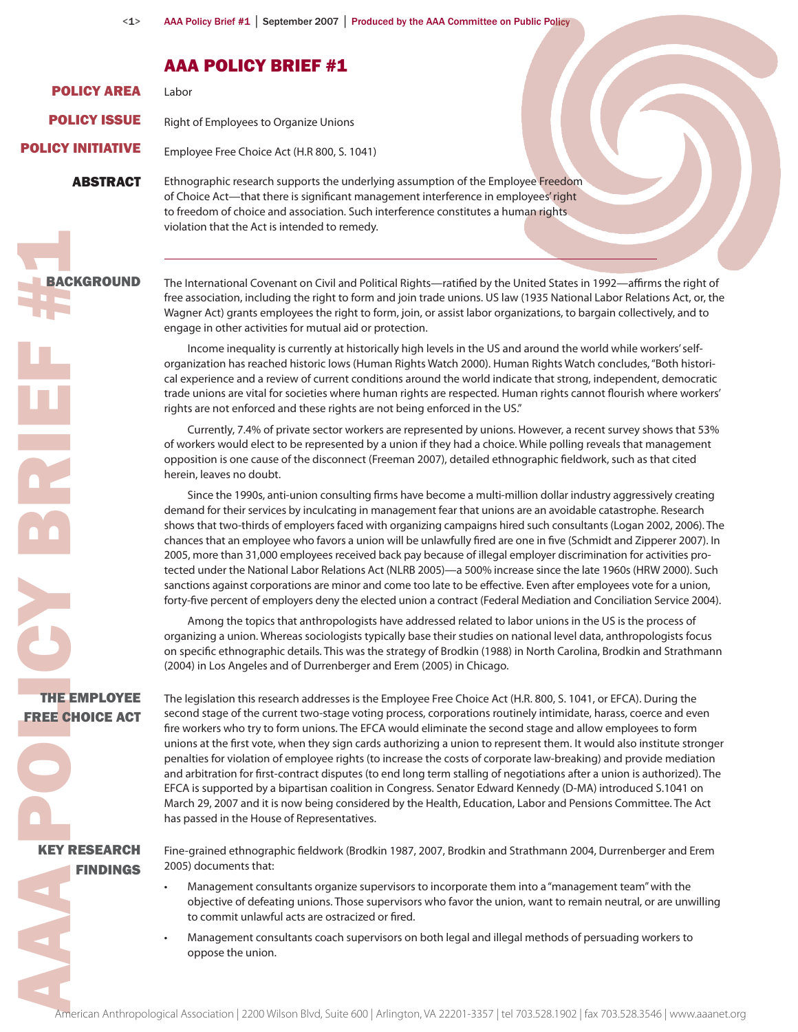# AAA POLICY BRIEF #1

**POLICY AREA** Labor

**POLICY ISSUE** Right of Employees to Organize Unions

**POLICY INITIATIVE** Employee Free Choice Act (H.R 800, S. 1041)

**ABSTRACT** Ethnographic research supports the underlying assumption of the Employee Freedom of Choice Act—that there is significant management interference in employees' right to freedom of choice and association. Such interference constitutes a human rights violation that the Act is intended to remedy.

## BACKGROUND

The International Covenant on Civil and Political Rights—ratified by the United States in 1992—affirms the right of free association, including the right to form and join trade unions. US law (1935 National Labor Relations Act, or, the Wagner Act) grants employees the right to form, join, or assist labor organizations, to bargain collectively, and to engage in other activities for mutual aid or protection.

Income inequality is currently at historically high levels in the US and around the world while workers' self-organization has reached historic lows (Human Rights Watch 2000). Human Rights Watch concludes, "Both historical experience and a review of current conditions around the world indicate that strong, independent, democratic trade unions are vital for societies where human rights are respected. Human rights cannot flourish where workers' rights are not enforced and these rights are not being enforced in the US."

Currently, 7.4% of private sector workers are represented by unions. However, a recent survey shows that 53% of workers would elect to be represented by a union if they had a choice. While polling reveals that management opposition is one cause of the disconnect (Freeman 2007), detailed ethnographic fieldwork, such as that cited herein, leaves no doubt.

Since the 1990s, anti-union consulting firms have become a multi-million dollar industry aggressively creating demand for their services by inculcating in management fear that unions are an avoidable catastrophe. Research shows that two-thirds of employers faced with organizing campaigns hired such consultants (Logan 2002, 2006). The chances that an employee who favors a union will be unlawfully fired are one in five (Schmidt and Zipperer 2007). In 2005, more than 31,000 employees received back pay because of illegal employer discrimination for activities protected under the National Labor Relations Act (NLRB 2005)—a 500% increase since the late 1960s (HRW 2000). Such sanctions against corporations are minor and come too late to be effective. Even after employees vote for a union, forty-five percent of employers deny the elected union a contract (Federal Mediation and Conciliation Service 2004).

Among the topics that anthropologists have addressed related to labor unions in the US is the process of organizing a union. Whereas sociologists typically base their studies on national level data, anthropologists focus on specific ethnographic details. This was the strategy of Brodkin (1988) in North Carolina, Brodkin and Strathmann (2004) in Los Angeles and of Durrenberger and Erem (2005) in Chicago.

## THE EMPLOYEE FREE CHOICE ACT

The legislation this research addresses is the Employee Free Choice Act (H.R. 800, S. 1041, or EFCA). During the second stage of the current two-stage voting process, corporations routinely intimidate, harass, coerce and even fire workers who try to form unions. The EFCA would eliminate the second stage and allow employees to form unions at the first vote, when they sign cards authorizing a union to represent them. It would also institute stronger penalties for violation of employee rights (to increase the costs of corporate law-breaking) and provide mediation and arbitration for first-contract disputes (to end long term stalling of negotiations after a union is authorized). The EFCA is supported by a bipartisan coalition in Congress. Senator Edward Kennedy (D-MA) introduced S.1041 on March 29, 2007 and it is now being considered by the Health, Education, Labor and Pensions Committee. The Act has passed in the House of Representatives.

## KEY RESEARCH FINDINGS

Fine-grained ethnographic fieldwork (Brodkin 1987, 2007, Brodkin and Strathmann 2004, Durrenberger and Erem 2005) documents that:

- Management consultants organize supervisors to incorporate them into a "management team" with the objective of defeating unions. Those supervisors who favor the union, want to remain neutral, or are unwilling to commit unlawful acts are ostracized or fired.
- Management consultants coach supervisors on both legal and illegal methods of persuading workers to oppose the union.

American Anthropological Association | 2200 Wilson Blvd, Suite 600 | Arlington, VA 22201-3357 | tel 703.528.1902 | fax 703.528.3546 | www.aaanet.org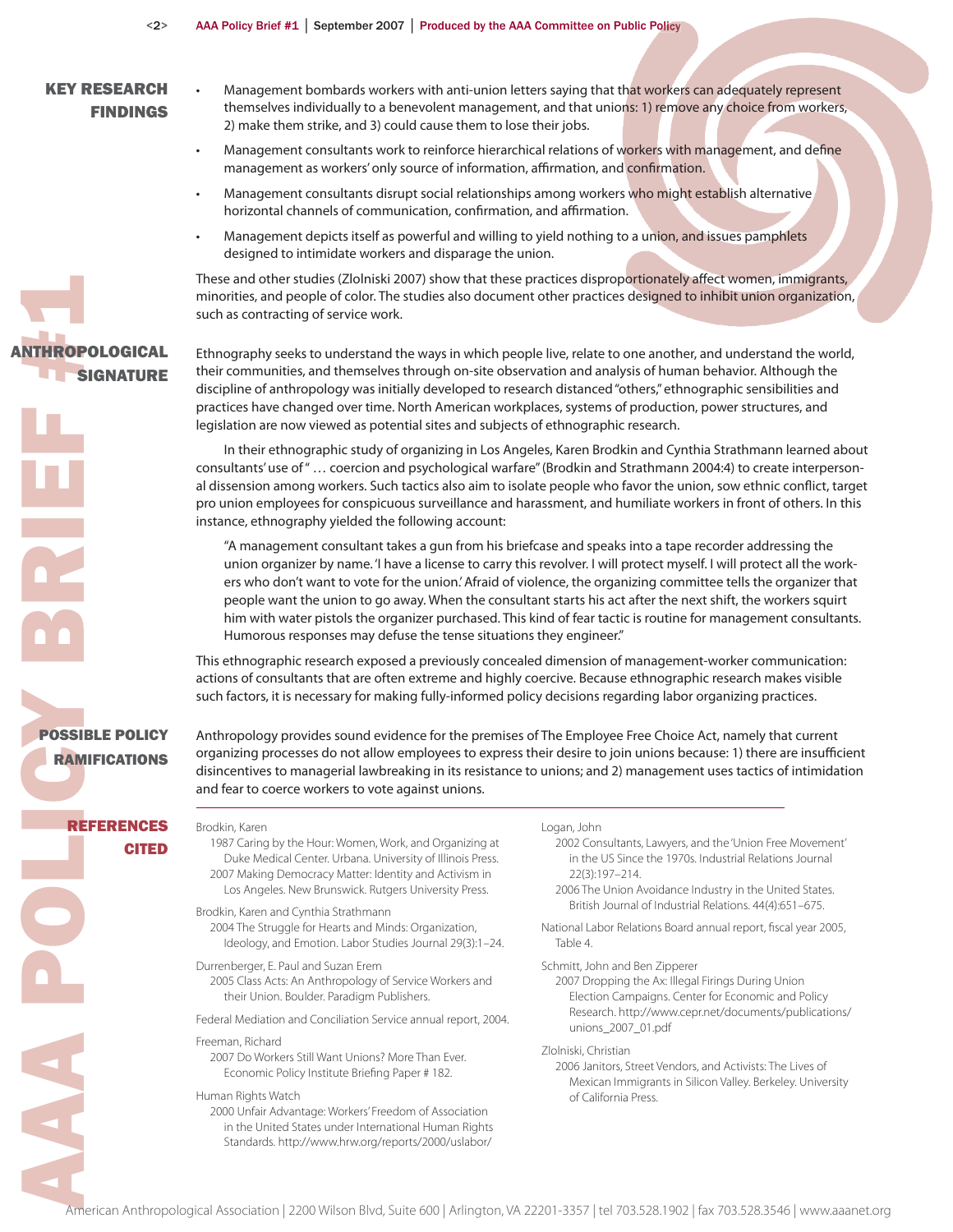## KEY RESEARCH FINDINGS

- Management bombards workers with anti-union letters saying that that workers can adequately represent themselves individually to a benevolent management, and that unions: 1) remove any choice from workers, 2) make them strike, and 3) could cause them to lose their jobs.
- Management consultants work to reinforce hierarchical relations of workers with management, and define management as workers' only source of information, affirmation, and confirmation.
- Management consultants disrupt social relationships among workers who might establish alternative horizontal channels of communication, confirmation, and affirmation.
- Management depicts itself as powerful and willing to yield nothing to a union, and issues pamphlets designed to intimidate workers and disparage the union.

These and other studies (Zlolniski 2007) show that these practices disproportionately affect women, immigrants, minorities, and people of color. The studies also document other practices designed to inhibit union organization, such as contracting of service work.

## ANTHROPOLOGICAL SIGNATURE

Ethnography seeks to understand the ways in which people live, relate to one another, and understand the world, their communities, and themselves through on-site observation and analysis of human behavior. Although the discipline of anthropology was initially developed to research distanced "others," ethnographic sensibilities and practices have changed over time. North American workplaces, systems of production, power structures, and legislation are now viewed as potential sites and subjects of ethnographic research.

In their ethnographic study of organizing in Los Angeles, Karen Brodkin and Cynthia Strathmann learned about consultants' use of " … coercion and psychological warfare" (Brodkin and Strathmann 2004:4) to create interpersonal dissension among workers. Such tactics also aim to isolate people who favor the union, sow ethnic conflict, target pro union employees for conspicuous surveillance and harassment, and humiliate workers in front of others. In this instance, ethnography yielded the following account:

> "A management consultant takes a gun from his briefcase and speaks into a tape recorder addressing the union organizer by name. 'I have a license to carry this revolver. I will protect myself. I will protect all the workers who don't want to vote for the union.' Afraid of violence, the organizing committee tells the organizer that people want the union to go away. When the consultant starts his act after the next shift, the workers squirt him with water pistols the organizer purchased. This kind of fear tactic is routine for management consultants. Humorous responses may defuse the tense situations they engineer."

This ethnographic research exposed a previously concealed dimension of management-worker communication: actions of consultants that are often extreme and highly coercive. Because ethnographic research makes visible such factors, it is necessary for making fully-informed policy decisions regarding labor organizing practices.

## POSSIBLE POLICY RAMIFICATIONS

Anthropology provides sound evidence for the premises of The Employee Free Choice Act, namely that current organizing processes do not allow employees to express their desire to join unions because: 1) there are insufficient disincentives to managerial lawbreaking in its resistance to unions; and 2) management uses tactics of intimidation and fear to coerce workers to vote against unions.

## REFERENCES CITED

Brodkin, Karen
1987 Caring by the Hour: Women, Work, and Organizing at Duke Medical Center. Urbana. University of Illinois Press.
2007 Making Democracy Matter: Identity and Activism in Los Angeles. New Brunswick. Rutgers University Press.

Brodkin, Karen and Cynthia Strathmann
2004 The Struggle for Hearts and Minds: Organization, Ideology, and Emotion. Labor Studies Journal 29(3):1–24.

Durrenberger, E. Paul and Suzan Erem
2005 Class Acts: An Anthropology of Service Workers and their Union. Boulder. Paradigm Publishers.

Federal Mediation and Conciliation Service annual report, 2004.

Freeman, Richard
2007 Do Workers Still Want Unions? More Than Ever. Economic Policy Institute Briefing Paper # 182.

Human Rights Watch
2000 Unfair Advantage: Workers' Freedom of Association in the United States under International Human Rights Standards. http://www.hrw.org/reports/2000/uslabor/

Logan, John
2002 Consultants, Lawyers, and the 'Union Free Movement' in the US Since the 1970s. Industrial Relations Journal 22(3):197–214.
2006 The Union Avoidance Industry in the United States. British Journal of Industrial Relations. 44(4):651–675.

National Labor Relations Board annual report, fiscal year 2005, Table 4.

Schmitt, John and Ben Zipperer
2007 Dropping the Ax: Illegal Firings During Union Election Campaigns. Center for Economic and Policy Research. http://www.cepr.net/documents/publications/unions_2007_01.pdf

Zlolniski, Christian
2006 Janitors, Street Vendors, and Activists: The Lives of Mexican Immigrants in Silicon Valley. Berkeley. University of California Press.

American Anthropological Association | 2200 Wilson Blvd, Suite 600 | Arlington, VA 22201-3357 | tel 703.528.1902 | fax 703.528.3546 | www.aaanet.org